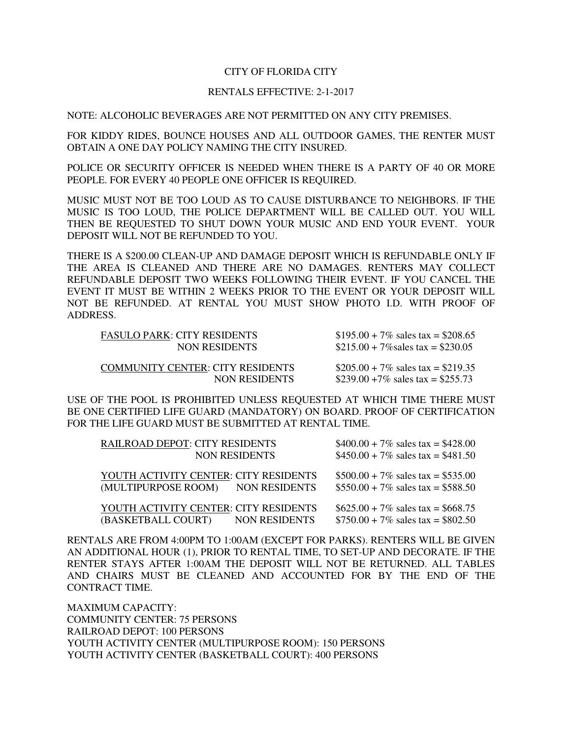# CITY OF FLORIDA CITY

## RENTALS EFFECTIVE: 2-1-2017

NOTE: ALCOHOLIC BEVERAGES ARE NOT PERMITTED ON ANY CITY PREMISES.

FOR KIDDY RIDES, BOUNCE HOUSES AND ALL OUTDOOR GAMES, THE RENTER MUST OBTAIN A ONE DAY POLICY NAMING THE CITY INSURED.

POLICE OR SECURITY OFFICER IS NEEDED WHEN THERE IS A PARTY OF 40 OR MORE PEOPLE. FOR EVERY 40 PEOPLE ONE OFFICER IS REQUIRED.

MUSIC MUST NOT BE TOO LOUD AS TO CAUSE DISTURBANCE TO NEIGHBORS. IF THE MUSIC IS TOO LOUD, THE POLICE DEPARTMENT WILL BE CALLED OUT. YOU WILL THEN BE REQUESTED TO SHUT DOWN YOUR MUSIC AND END YOUR EVENT. YOUR DEPOSIT WILL NOT BE REFUNDED TO YOU.

THERE IS A $200.00 CLEAN-UP AND DAMAGE DEPOSIT WHICH IS REFUNDABLE ONLY IF THE AREA IS CLEANED AND THERE ARE NO DAMAGES. RENTERS MAY COLLECT REFUNDABLE DEPOSIT TWO WEEKS FOLLOWING THEIR EVENT. IF YOU CANCEL THE EVENT IT MUST BE WITHIN 2 WEEKS PRIOR TO THE EVENT OR YOUR DEPOSIT WILL NOT BE REFUNDED. AT RENTAL YOU MUST SHOW PHOTO I.D. WITH PROOF OF ADDRESS.

| Facility | Rate | Price |
|---|---|---|
| FASULO PARK: | CITY RESIDENTS | $195.00 + 7% sales tax = $208.65 |
| | NON RESIDENTS | $215.00 + 7%sales tax = $230.05 |
| COMMUNITY CENTER: | CITY RESIDENTS | $205.00 + 7% sales tax = $219.35 |
| | NON RESIDENTS | $239.00 +7% sales tax = $255.73 |

USE OF THE POOL IS PROHIBITED UNLESS REQUESTED AT WHICH TIME THERE MUST BE ONE CERTIFIED LIFE GUARD (MANDATORY) ON BOARD. PROOF OF CERTIFICATION FOR THE LIFE GUARD MUST BE SUBMITTED AT RENTAL TIME.

| Facility | Rate | Price |
|---|---|---|
| RAILROAD DEPOT: | CITY RESIDENTS | $400.00 + 7% sales tax = $428.00 |
| | NON RESIDENTS | $450.00 + 7% sales tax = $481.50 |
| YOUTH ACTIVITY CENTER: | CITY RESIDENTS | $500.00 + 7% sales tax = $535.00 |
| (MULTIPURPOSE ROOM) | NON RESIDENTS | $550.00 + 7% sales tax = $588.50 |
| YOUTH ACTIVITY CENTER: | CITY RESIDENTS | $625.00 + 7% sales tax = $668.75 |
| (BASKETBALL COURT) | NON RESIDENTS | $750.00 + 7% sales tax = $802.50 |

RENTALS ARE FROM 4:00PM TO 1:00AM (EXCEPT FOR PARKS). RENTERS WILL BE GIVEN AN ADDITIONAL HOUR (1), PRIOR TO RENTAL TIME, TO SET-UP AND DECORATE. IF THE RENTER STAYS AFTER 1:00AM THE DEPOSIT WILL NOT BE RETURNED. ALL TABLES AND CHAIRS MUST BE CLEANED AND ACCOUNTED FOR BY THE END OF THE CONTRACT TIME.

MAXIMUM CAPACITY:
COMMUNITY CENTER: 75 PERSONS
RAILROAD DEPOT: 100 PERSONS
YOUTH ACTIVITY CENTER (MULTIPURPOSE ROOM): 150 PERSONS
YOUTH ACTIVITY CENTER (BASKETBALL COURT): 400 PERSONS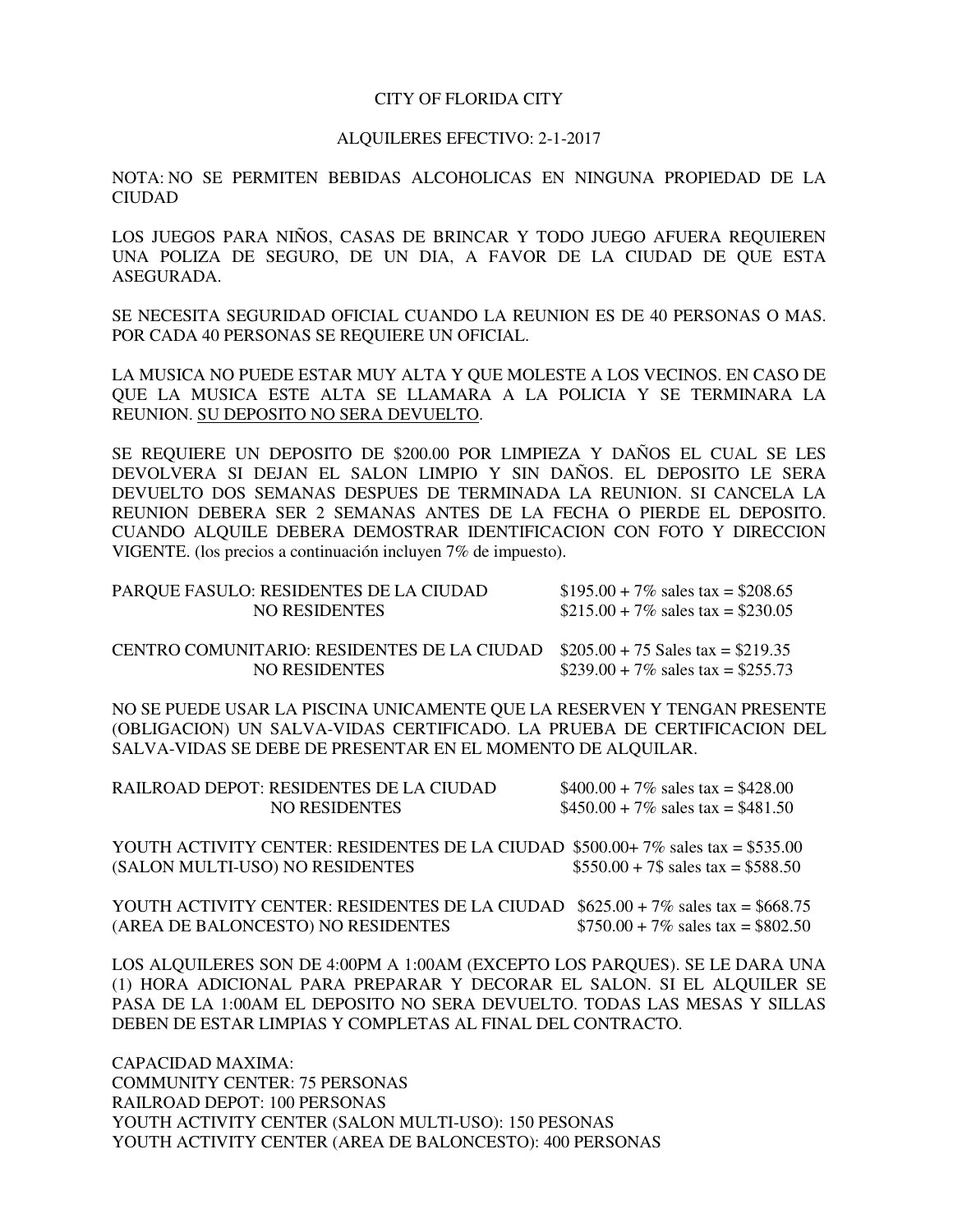CITY OF FLORIDA CITY

ALQUILERES EFECTIVO: 2-1-2017

NOTA: NO SE PERMITEN BEBIDAS ALCOHOLICAS EN NINGUNA PROPIEDAD DE LA CIUDAD

LOS JUEGOS PARA NIÑOS, CASAS DE BRINCAR Y TODO JUEGO AFUERA REQUIEREN UNA POLIZA DE SEGURO, DE UN DIA, A FAVOR DE LA CIUDAD DE QUE ESTA ASEGURADA.

SE NECESITA SEGURIDAD OFICIAL CUANDO LA REUNION ES DE 40 PERSONAS O MAS. POR CADA 40 PERSONAS SE REQUIERE UN OFICIAL.

LA MUSICA NO PUEDE ESTAR MUY ALTA Y QUE MOLESTE A LOS VECINOS. EN CASO DE QUE LA MUSICA ESTE ALTA SE LLAMARA A LA POLICIA Y SE TERMINARA LA REUNION. <u>SU DEPOSITO NO SERA DEVUELTO</u>.

SE REQUIERE UN DEPOSITO DE $200.00 POR LIMPIEZA Y DAÑOS EL CUAL SE LES DEVOLVERA SI DEJAN EL SALON LIMPIO Y SIN DAÑOS. EL DEPOSITO LE SERA DEVUELTO DOS SEMANAS DESPUES DE TERMINADA LA REUNION. SI CANCELA LA REUNION DEBERA SER 2 SEMANAS ANTES DE LA FECHA O PIERDE EL DEPOSITO. CUANDO ALQUILE DEBERA DEMOSTRAR IDENTIFICACION CON FOTO Y DIRECCION VIGENTE. (los precios a continuación incluyen 7% de impuesto).

| | |
|---|---|
| PARQUE FASULO: RESIDENTES DE LA CIUDAD | $195.00 + 7% sales tax = $208.65 |
| NO RESIDENTES | $215.00 + 7% sales tax = $230.05 |
| CENTRO COMUNITARIO: RESIDENTES DE LA CIUDAD | $205.00 + 75 Sales tax = $219.35 |
| NO RESIDENTES | $239.00 + 7% sales tax = $255.73 |

NO SE PUEDE USAR LA PISCINA UNICAMENTE QUE LA RESERVEN Y TENGAN PRESENTE (OBLIGACION) UN SALVA-VIDAS CERTIFICADO. LA PRUEBA DE CERTIFICACION DEL SALVA-VIDAS SE DEBE DE PRESENTAR EN EL MOMENTO DE ALQUILAR.

| | |
|---|---|
| RAILROAD DEPOT: RESIDENTES DE LA CIUDAD | $400.00 + 7% sales tax = $428.00 |
| NO RESIDENTES | $450.00 + 7% sales tax = $481.50 |
| YOUTH ACTIVITY CENTER: RESIDENTES DE LA CIUDAD | $500.00+ 7% sales tax = $535.00 |
| (SALON MULTI-USO) NO RESIDENTES | $550.00 + 7$ sales tax = $588.50 |
| YOUTH ACTIVITY CENTER: RESIDENTES DE LA CIUDAD | $625.00 + 7% sales tax = $668.75 |
| (AREA DE BALONCESTO) NO RESIDENTES | $750.00 + 7% sales tax = $802.50 |

LOS ALQUILERES SON DE 4:00PM A 1:00AM (EXCEPTO LOS PARQUES). SE LE DARA UNA (1) HORA ADICIONAL PARA PREPARAR Y DECORAR EL SALON. SI EL ALQUILER SE PASA DE LA 1:00AM EL DEPOSITO NO SERA DEVUELTO. TODAS LAS MESAS Y SILLAS DEBEN DE ESTAR LIMPIAS Y COMPLETAS AL FINAL DEL CONTRACTO.

CAPACIDAD MAXIMA:
COMMUNITY CENTER: 75 PERSONAS
RAILROAD DEPOT: 100 PERSONAS
YOUTH ACTIVITY CENTER (SALON MULTI-USO): 150 PESONAS
YOUTH ACTIVITY CENTER (AREA DE BALONCESTO): 400 PERSONAS